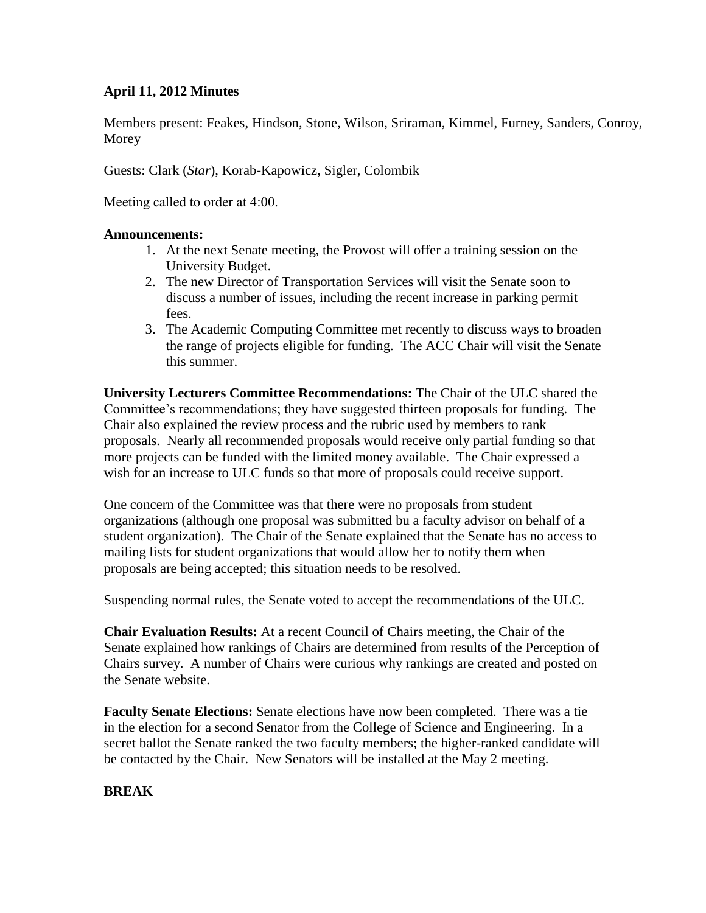**April 11, 2012 Minutes**

Members present: Feakes, Hindson, Stone, Wilson, Sriraman, Kimmel, Furney, Sanders, Conroy, Morey

Guests: Clark (*Star*), Korab-Kapowicz, Sigler, Colombik

Meeting called to order at 4:00.

**Announcements:**

1. At the next Senate meeting, the Provost will offer a training session on the University Budget.
2. The new Director of Transportation Services will visit the Senate soon to discuss a number of issues, including the recent increase in parking permit fees.
3. The Academic Computing Committee met recently to discuss ways to broaden the range of projects eligible for funding. The ACC Chair will visit the Senate this summer.

**University Lecturers Committee Recommendations:** The Chair of the ULC shared the Committee's recommendations; they have suggested thirteen proposals for funding. The Chair also explained the review process and the rubric used by members to rank proposals. Nearly all recommended proposals would receive only partial funding so that more projects can be funded with the limited money available. The Chair expressed a wish for an increase to ULC funds so that more of proposals could receive support.

One concern of the Committee was that there were no proposals from student organizations (although one proposal was submitted bu a faculty advisor on behalf of a student organization). The Chair of the Senate explained that the Senate has no access to mailing lists for student organizations that would allow her to notify them when proposals are being accepted; this situation needs to be resolved.

Suspending normal rules, the Senate voted to accept the recommendations of the ULC.

**Chair Evaluation Results:** At a recent Council of Chairs meeting, the Chair of the Senate explained how rankings of Chairs are determined from results of the Perception of Chairs survey. A number of Chairs were curious why rankings are created and posted on the Senate website.

**Faculty Senate Elections:** Senate elections have now been completed. There was a tie in the election for a second Senator from the College of Science and Engineering. In a secret ballot the Senate ranked the two faculty members; the higher-ranked candidate will be contacted by the Chair. New Senators will be installed at the May 2 meeting.

**BREAK**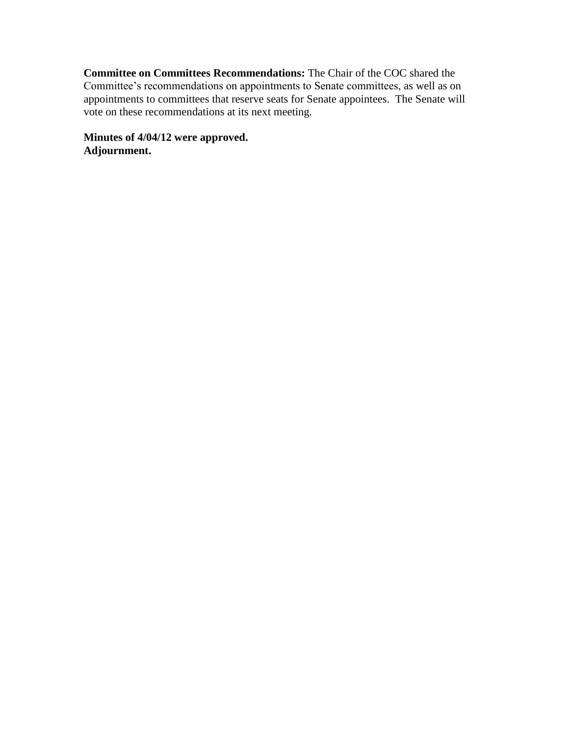**Committee on Committees Recommendations:** The Chair of the COC shared the Committee's recommendations on appointments to Senate committees, as well as on appointments to committees that reserve seats for Senate appointees. The Senate will vote on these recommendations at its next meeting.

**Minutes of 4/04/12 were approved.**
**Adjournment.**